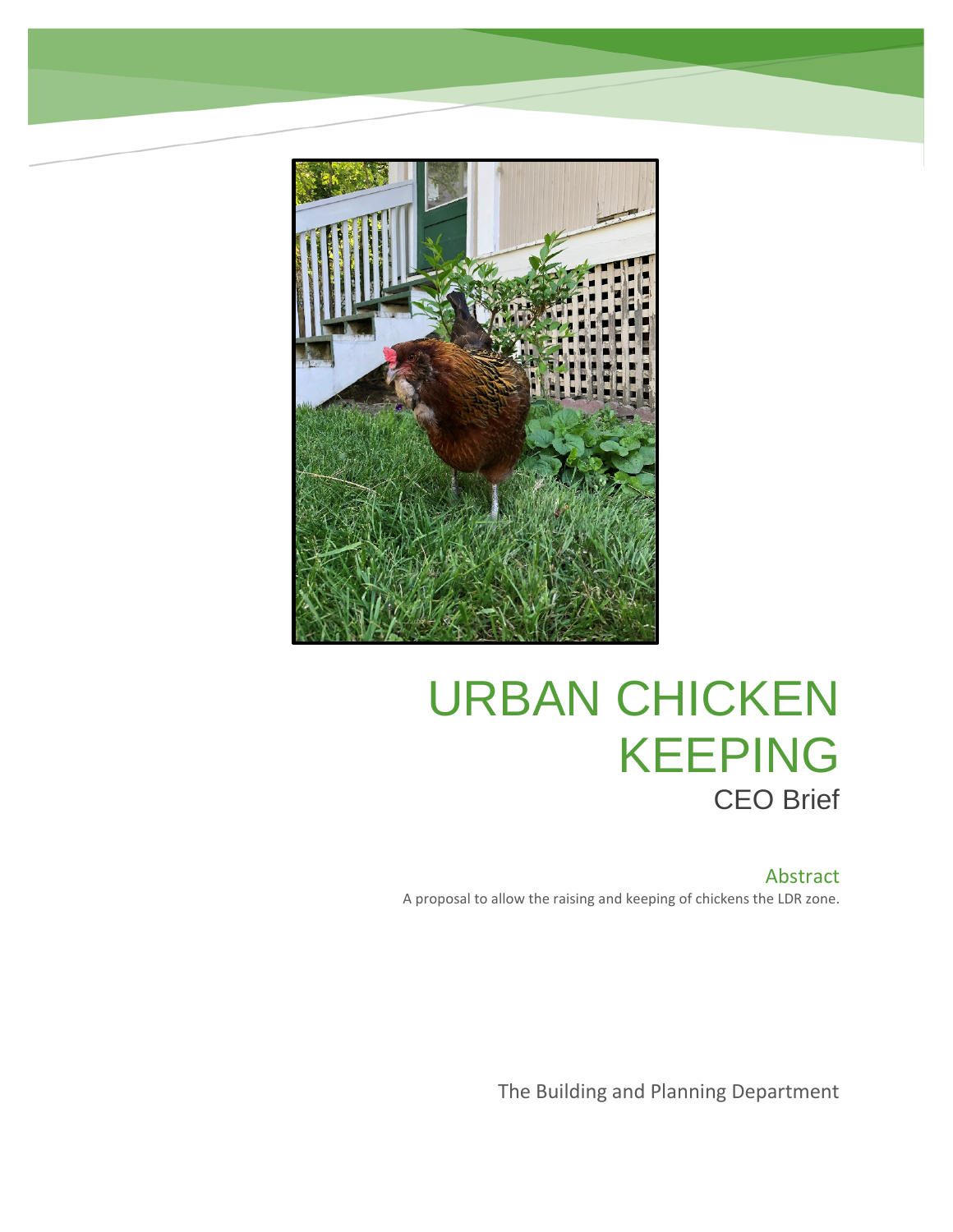# URBAN CHICKEN KEEPING

## CEO Brief

### Abstract

A proposal to allow the raising and keeping of chickens the LDR zone.

The Building and Planning Department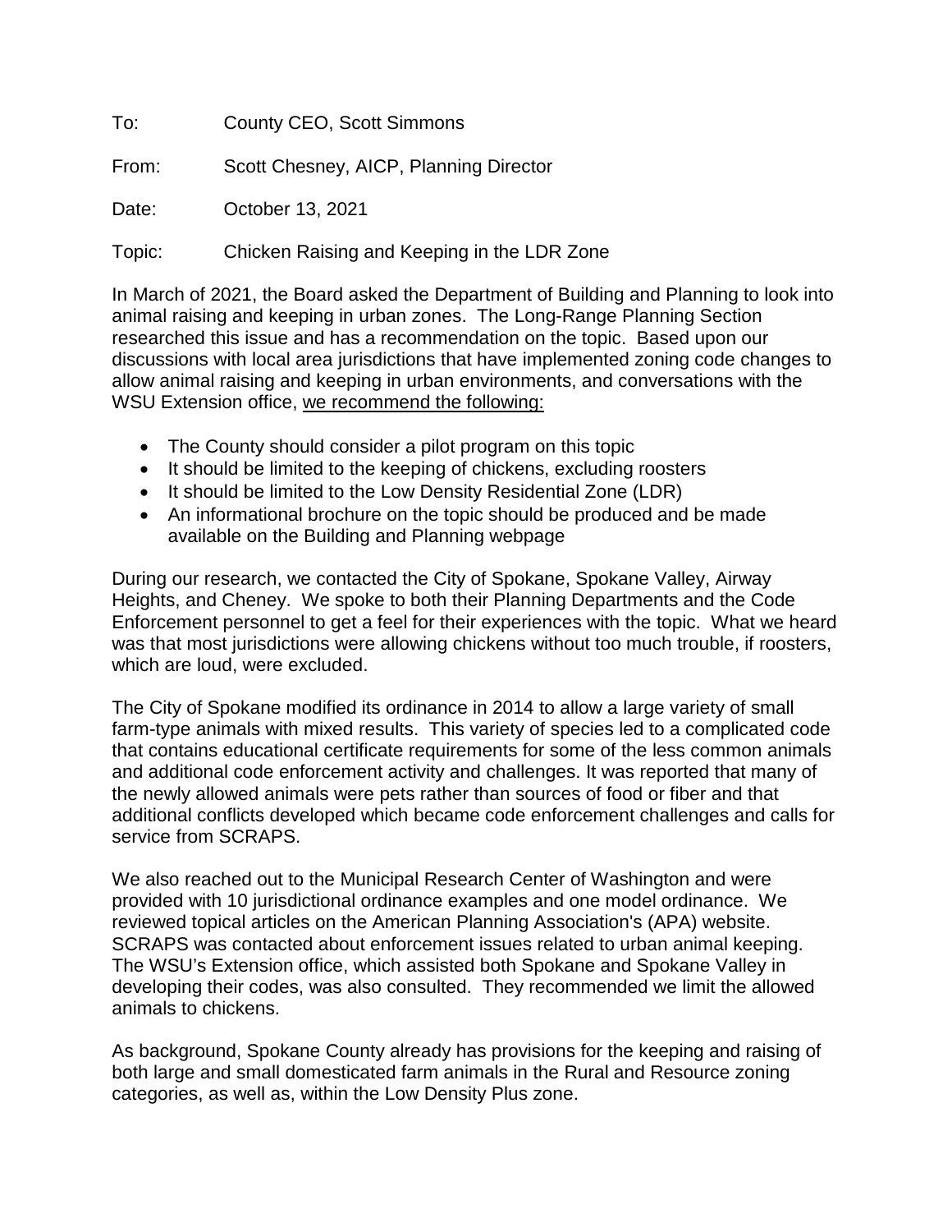To: County CEO, Scott Simmons

From: Scott Chesney, AICP, Planning Director

Date: October 13, 2021

Topic: Chicken Raising and Keeping in the LDR Zone

In March of 2021, the Board asked the Department of Building and Planning to look into animal raising and keeping in urban zones. The Long-Range Planning Section researched this issue and has a recommendation on the topic. Based upon our discussions with local area jurisdictions that have implemented zoning code changes to allow animal raising and keeping in urban environments, and conversations with the WSU Extension office, <u>we recommend the following:</u>

- The County should consider a pilot program on this topic
- It should be limited to the keeping of chickens, excluding roosters
- It should be limited to the Low Density Residential Zone (LDR)
- An informational brochure on the topic should be produced and be made available on the Building and Planning webpage

During our research, we contacted the City of Spokane, Spokane Valley, Airway Heights, and Cheney. We spoke to both their Planning Departments and the Code Enforcement personnel to get a feel for their experiences with the topic. What we heard was that most jurisdictions were allowing chickens without too much trouble, if roosters, which are loud, were excluded.

The City of Spokane modified its ordinance in 2014 to allow a large variety of small farm-type animals with mixed results. This variety of species led to a complicated code that contains educational certificate requirements for some of the less common animals and additional code enforcement activity and challenges. It was reported that many of the newly allowed animals were pets rather than sources of food or fiber and that additional conflicts developed which became code enforcement challenges and calls for service from SCRAPS.

We also reached out to the Municipal Research Center of Washington and were provided with 10 jurisdictional ordinance examples and one model ordinance. We reviewed topical articles on the American Planning Association's (APA) website. SCRAPS was contacted about enforcement issues related to urban animal keeping. The WSU's Extension office, which assisted both Spokane and Spokane Valley in developing their codes, was also consulted. They recommended we limit the allowed animals to chickens.

As background, Spokane County already has provisions for the keeping and raising of both large and small domesticated farm animals in the Rural and Resource zoning categories, as well as, within the Low Density Plus zone.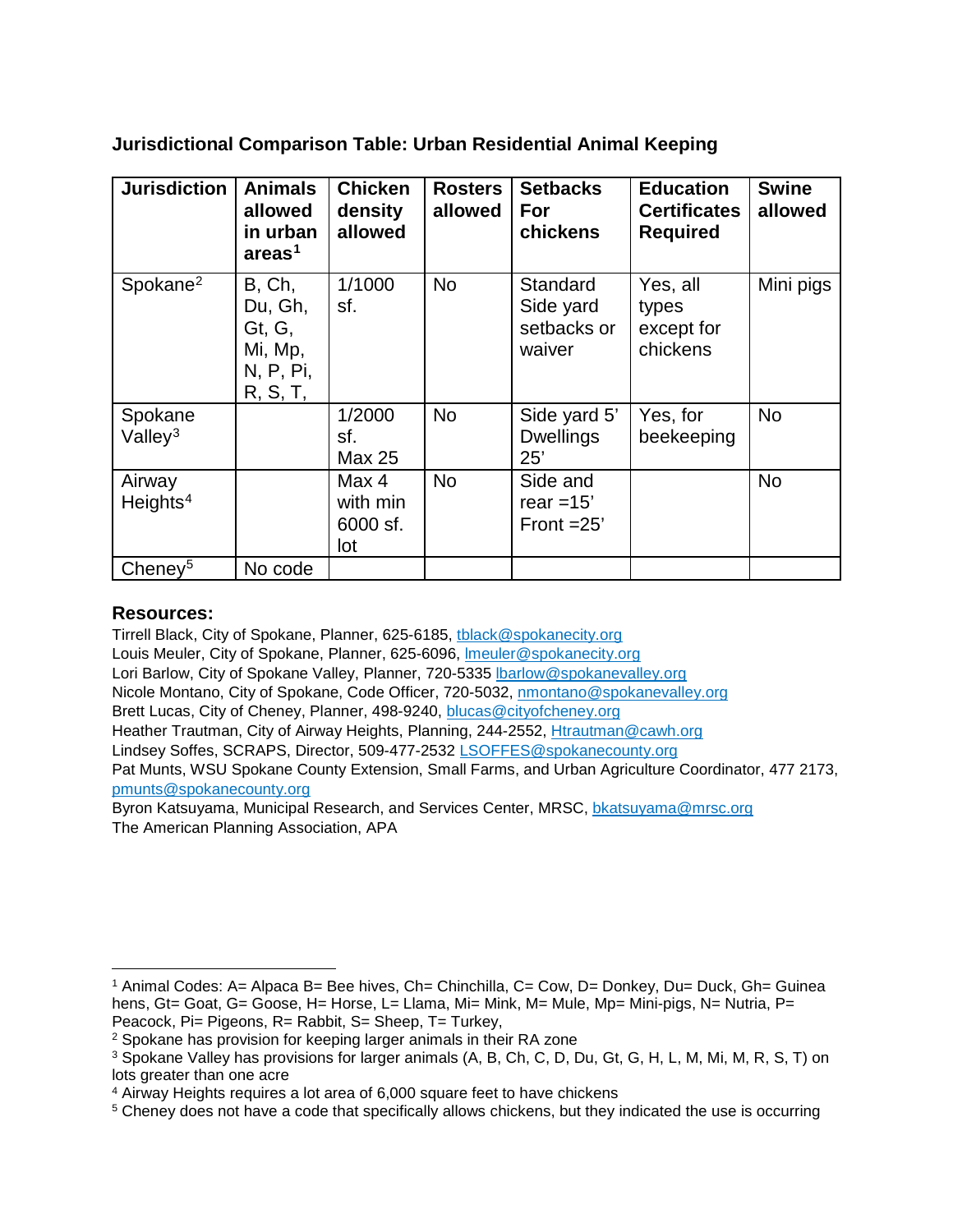**Jurisdictional Comparison Table: Urban Residential Animal Keeping**

| Jurisdiction | Animals allowed in urban areas[1] | Chicken density allowed | Rosters allowed | Setbacks For chickens | Education Certificates Required | Swine allowed |
|---|---|---|---|---|---|---|
| Spokane[2] | B, Ch, Du, Gh, Gt, G, Mi, Mp, N, P, Pi, R, S, T, | 1/1000 sf. | No | Standard Side yard setbacks or waiver | Yes, all types except for chickens | Mini pigs |
| Spokane Valley[3] | | 1/2000 sf. Max 25 | No | Side yard 5' Dwellings 25' | Yes, for beekeeping | No |
| Airway Heights[4] | | Max 4 with min 6000 sf. lot | No | Side and rear =15' Front =25' | | No |
| Cheney[5] | No code | | | | | |

### Resources:

Tirrell Black, City of Spokane, Planner, 625-6185, tblack@spokanecity.org
Louis Meuler, City of Spokane, Planner, 625-6096, lmeuler@spokanecity.org
Lori Barlow, City of Spokane Valley, Planner, 720-5335 lbarlow@spokanevalley.org
Nicole Montano, City of Spokane, Code Officer, 720-5032, nmontano@spokanevalley.org
Brett Lucas, City of Cheney, Planner, 498-9240, blucas@cityofcheney.org
Heather Trautman, City of Airway Heights, Planning, 244-2552, Htrautman@cawh.org
Lindsey Soffes, SCRAPS, Director, 509-477-2532 LSOFFES@spokanecounty.org
Pat Munts, WSU Spokane County Extension, Small Farms, and Urban Agriculture Coordinator, 477 2173, pmunts@spokanecounty.org
Byron Katsuyama, Municipal Research, and Services Center, MRSC, bkatsuyama@mrsc.org
The American Planning Association, APA

---

[1] Animal Codes: A= Alpaca B= Bee hives, Ch= Chinchilla, C= Cow, D= Donkey, Du= Duck, Gh= Guinea hens, Gt= Goat, G= Goose, H= Horse, L= Llama, Mi= Mink, M= Mule, Mp= Mini-pigs, N= Nutria, P= Peacock, Pi= Pigeons, R= Rabbit, S= Sheep, T= Turkey,

[2] Spokane has provision for keeping larger animals in their RA zone

[3] Spokane Valley has provisions for larger animals (A, B, Ch, C, D, Du, Gt, G, H, L, M, Mi, M, R, S, T) on lots greater than one acre

[4] Airway Heights requires a lot area of 6,000 square feet to have chickens

[5] Cheney does not have a code that specifically allows chickens, but they indicated the use is occurring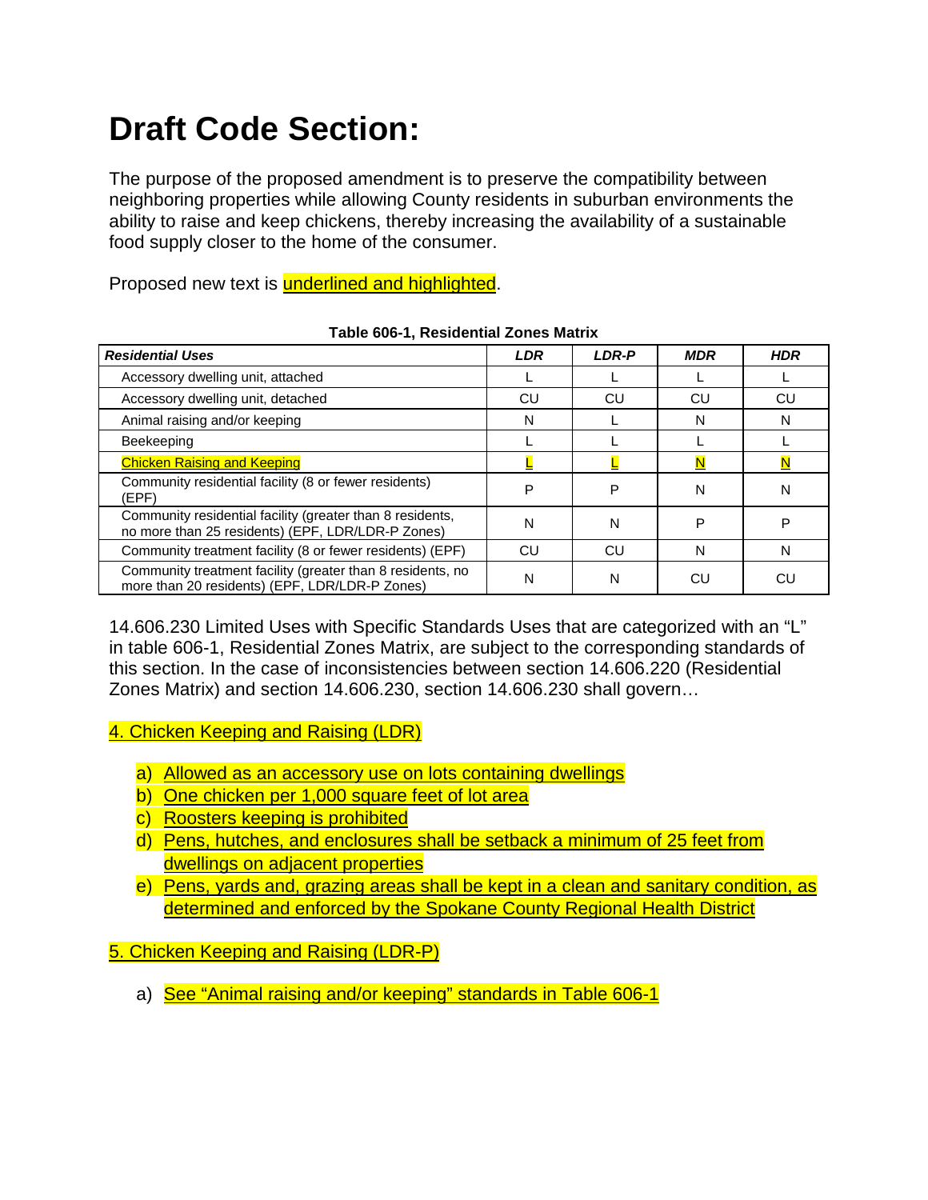# Draft Code Section:

The purpose of the proposed amendment is to preserve the compatibility between neighboring properties while allowing County residents in suburban environments the ability to raise and keep chickens, thereby increasing the availability of a sustainable food supply closer to the home of the consumer.

Proposed new text is underlined and highlighted.

**Table 606-1, Residential Zones Matrix**

| ***Residential Uses*** | ***LDR*** | ***LDR-P*** | ***MDR*** | ***HDR*** |
|---|---|---|---|---|
| Accessory dwelling unit, attached | L | L | L | L |
| Accessory dwelling unit, detached | CU | CU | CU | CU |
| Animal raising and/or keeping | N | L | N | N |
| Beekeeping | L | L | L | L |
| Chicken Raising and Keeping | L | L | N | N |
| Community residential facility (8 or fewer residents) (EPF) | P | P | N | N |
| Community residential facility (greater than 8 residents, no more than 25 residents) (EPF, LDR/LDR-P Zones) | N | N | P | P |
| Community treatment facility (8 or fewer residents) (EPF) | CU | CU | N | N |
| Community treatment facility (greater than 8 residents, no more than 20 residents) (EPF, LDR/LDR-P Zones) | N | N | CU | CU |

14.606.230 Limited Uses with Specific Standards Uses that are categorized with an "L" in table 606-1, Residential Zones Matrix, are subject to the corresponding standards of this section. In the case of inconsistencies between section 14.606.220 (Residential Zones Matrix) and section 14.606.230, section 14.606.230 shall govern…

4. Chicken Keeping and Raising (LDR)

a) Allowed as an accessory use on lots containing dwellings
b) One chicken per 1,000 square feet of lot area
c) Roosters keeping is prohibited
d) Pens, hutches, and enclosures shall be setback a minimum of 25 feet from dwellings on adjacent properties
e) Pens, yards and, grazing areas shall be kept in a clean and sanitary condition, as determined and enforced by the Spokane County Regional Health District

5. Chicken Keeping and Raising (LDR-P)

a) See "Animal raising and/or keeping" standards in Table 606-1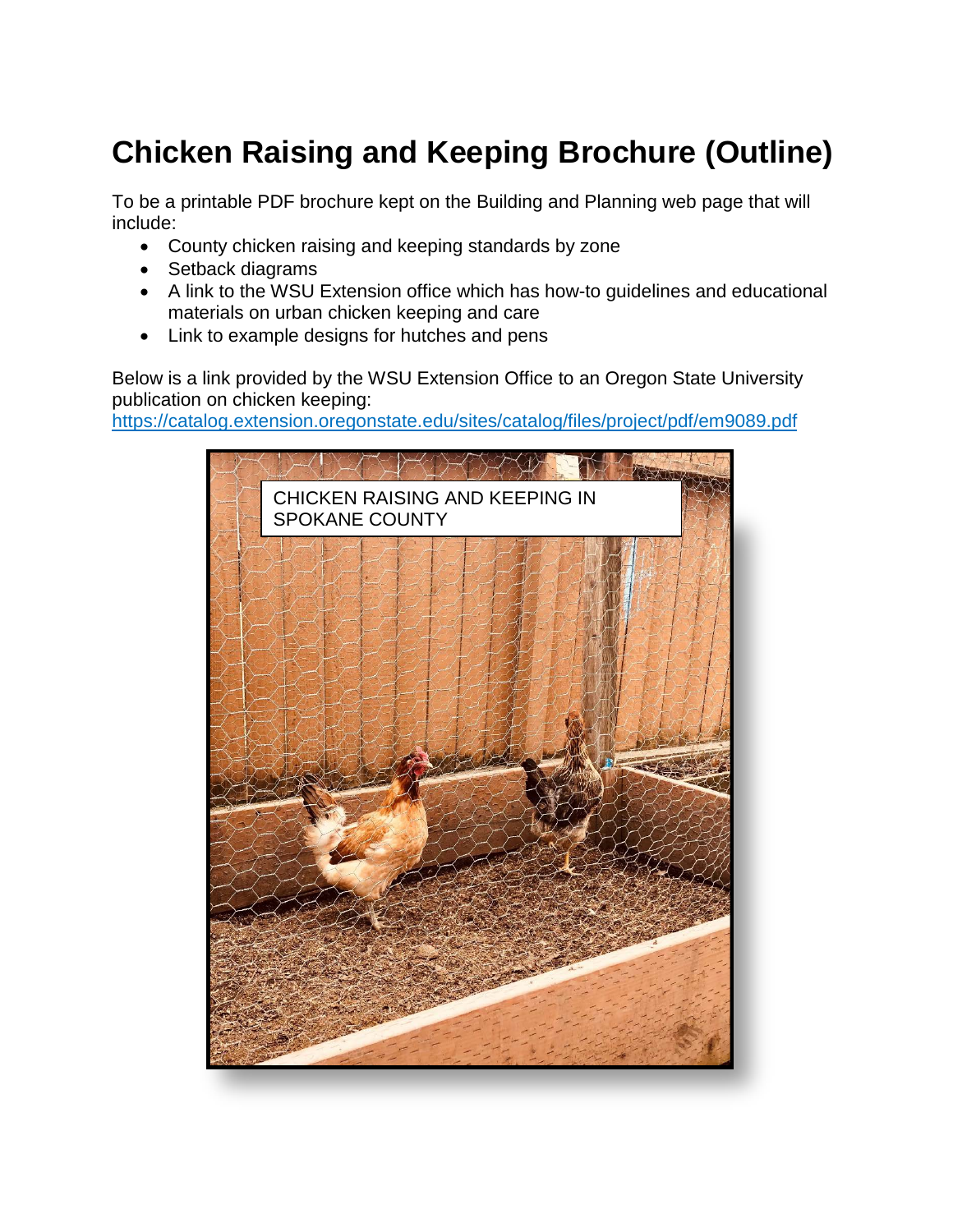# Chicken Raising and Keeping Brochure (Outline)

To be a printable PDF brochure kept on the Building and Planning web page that will include:

- County chicken raising and keeping standards by zone
- Setback diagrams
- A link to the WSU Extension office which has how-to guidelines and educational materials on urban chicken keeping and care
- Link to example designs for hutches and pens

Below is a link provided by the WSU Extension Office to an Oregon State University publication on chicken keeping:
https://catalog.extension.oregonstate.edu/sites/catalog/files/project/pdf/em9089.pdf

CHICKEN RAISING AND KEEPING IN SPOKANE COUNTY